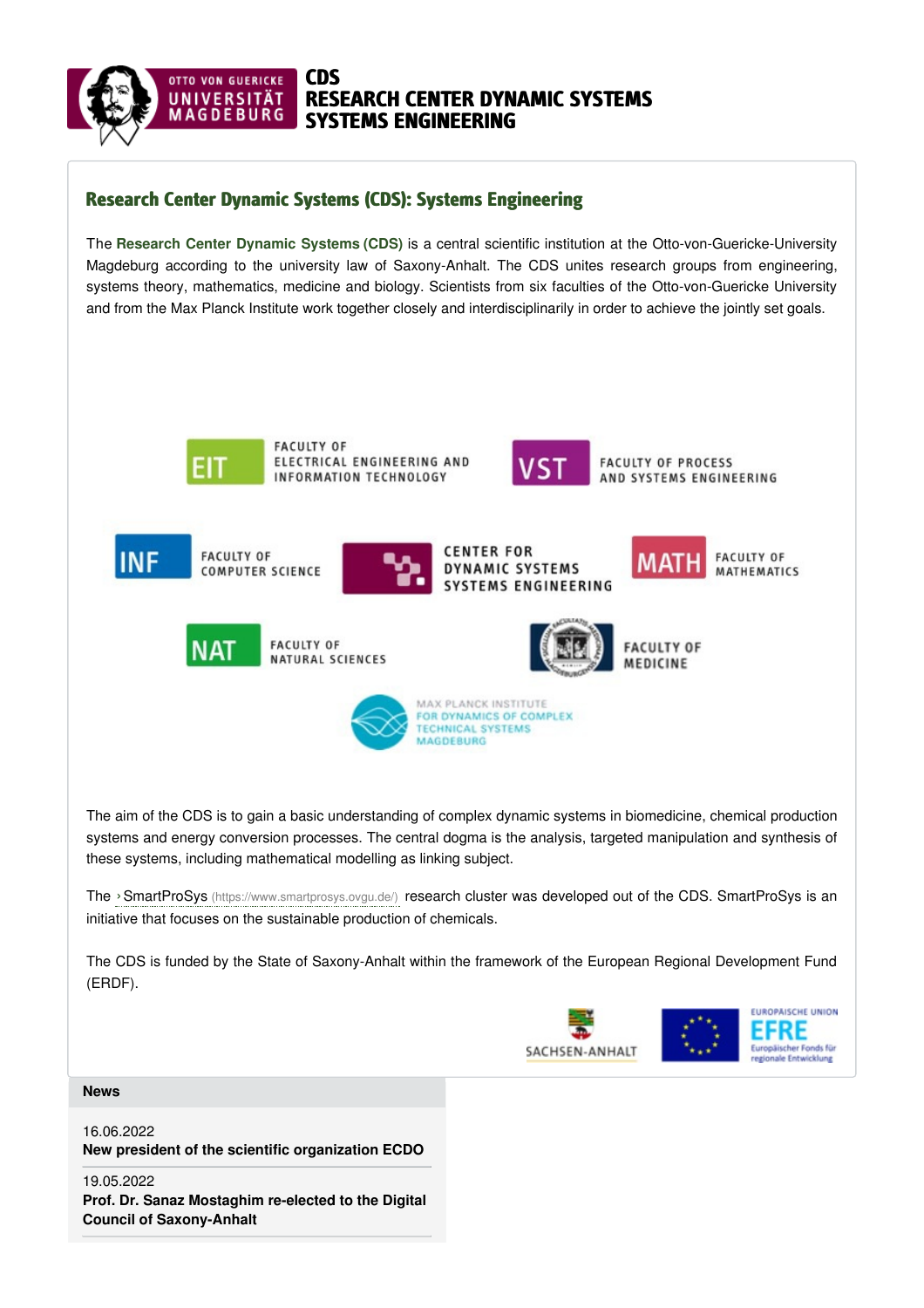# CDS
# RESEARCH CENTER DYNAMIC SYSTEMS
# SYSTEMS ENGINEERING

## Research Center Dynamic Systems (CDS): Systems Engineering

The **Research Center Dynamic Systems (CDS)** is a central scientific institution at the Otto-von-Guericke-University Magdeburg according to the university law of Saxony-Anhalt. The CDS unites research groups from engineering, systems theory, mathematics, medicine and biology. Scientists from six faculties of the Otto-von-Guericke University and from the Max Planck Institute work together closely and interdisciplinarily in order to achieve the jointly set goals.

EIT – FACULTY OF ELECTRICAL ENGINEERING AND INFORMATION TECHNOLOGY

VST – FACULTY OF PROCESS AND SYSTEMS ENGINEERING

INF – FACULTY OF COMPUTER SCIENCE

CENTER FOR DYNAMIC SYSTEMS SYSTEMS ENGINEERING

MATH – FACULTY OF MATHEMATICS

NAT – FACULTY OF NATURAL SCIENCES

FACULTY OF MEDICINE

MAX PLANCK INSTITUTE FOR DYNAMICS OF COMPLEX TECHNICAL SYSTEMS MAGDEBURG

The aim of the CDS is to gain a basic understanding of complex dynamic systems in biomedicine, chemical production systems and energy conversion processes. The central dogma is the analysis, targeted manipulation and synthesis of these systems, including mathematical modelling as linking subject.

The › SmartProSys (https://www.smartprosys.ovgu.de/) research cluster was developed out of the CDS. SmartProSys is an initiative that focuses on the sustainable production of chemicals.

The CDS is funded by the State of Saxony-Anhalt within the framework of the European Regional Development Fund (ERDF).

SACHSEN-ANHALT

EUROPÄISCHE UNION
EFRE
Europäischer Fonds für regionale Entwicklung

**News**

16.06.2022
**New president of the scientific organization ECDO**

19.05.2022
**Prof. Dr. Sanaz Mostaghim re-elected to the Digital Council of Saxony-Anhalt**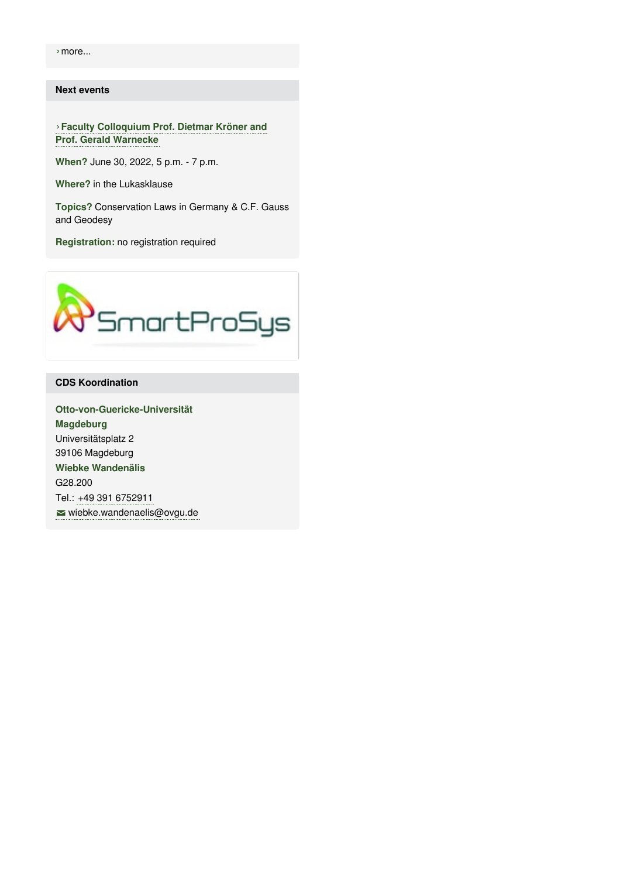› more...

### Next events

**› Faculty Colloquium Prof. Dietmar Kröner and Prof. Gerald Warnecke**

**When?** June 30, 2022, 5 p.m. - 7 p.m.

**Where?** in the Lukasklause

**Topics?** Conservation Laws in Germany & C.F. Gauss and Geodesy

**Registration:** no registration required

SmartProSys

### CDS Koordination

**Otto-von-Guericke-Universität Magdeburg**
Universitätsplatz 2
39106 Magdeburg
**Wiebke Wandenälis**
G28.200
Tel.: +49 391 6752911
wiebke.wandenaelis@ovgu.de